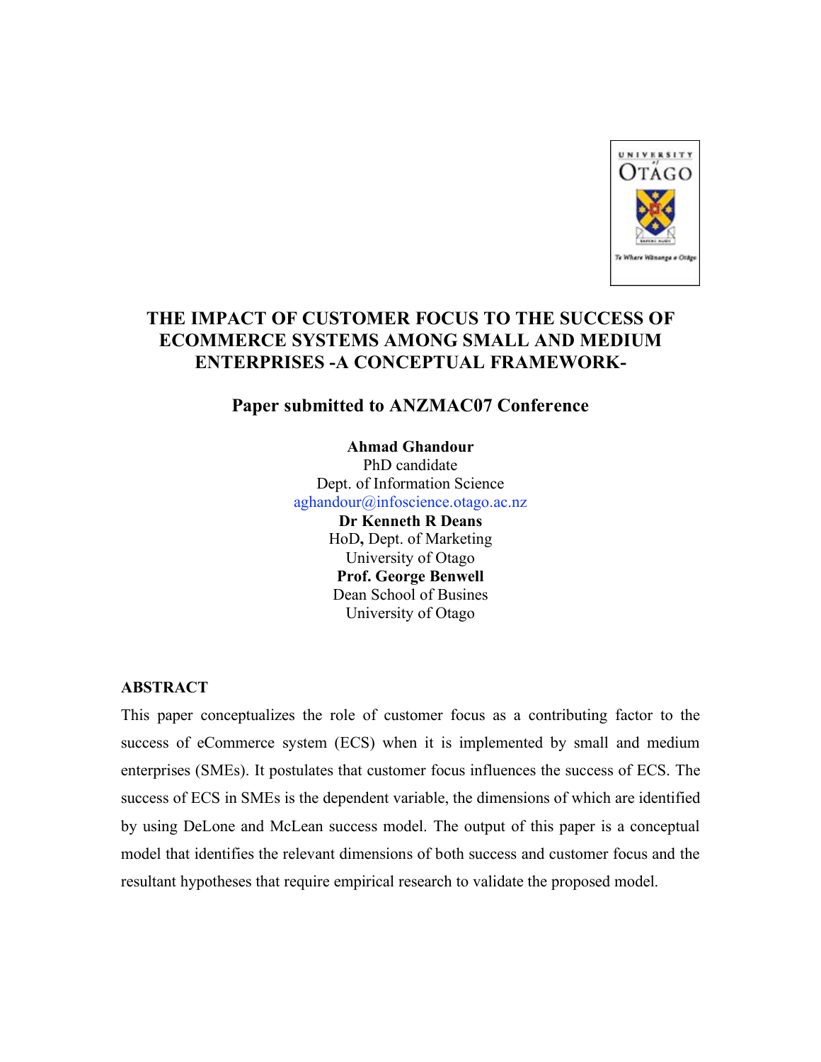# THE IMPACT OF CUSTOMER FOCUS TO THE SUCCESS OF ECOMMERCE SYSTEMS AMONG SMALL AND MEDIUM ENTERPRISES -A CONCEPTUAL FRAMEWORK-

## Paper submitted to ANZMAC07 Conference

**Ahmad Ghandour**
PhD candidate
Dept. of Information Science
aghandour@infoscience.otago.ac.nz

**Dr Kenneth R Deans**
HoD**,** Dept. of Marketing
University of Otago

**Prof. George Benwell**
Dean School of Busines
University of Otago

### ABSTRACT

This paper conceptualizes the role of customer focus as a contributing factor to the success of eCommerce system (ECS) when it is implemented by small and medium enterprises (SMEs). It postulates that customer focus influences the success of ECS. The success of ECS in SMEs is the dependent variable, the dimensions of which are identified by using DeLone and McLean success model. The output of this paper is a conceptual model that identifies the relevant dimensions of both success and customer focus and the resultant hypotheses that require empirical research to validate the proposed model.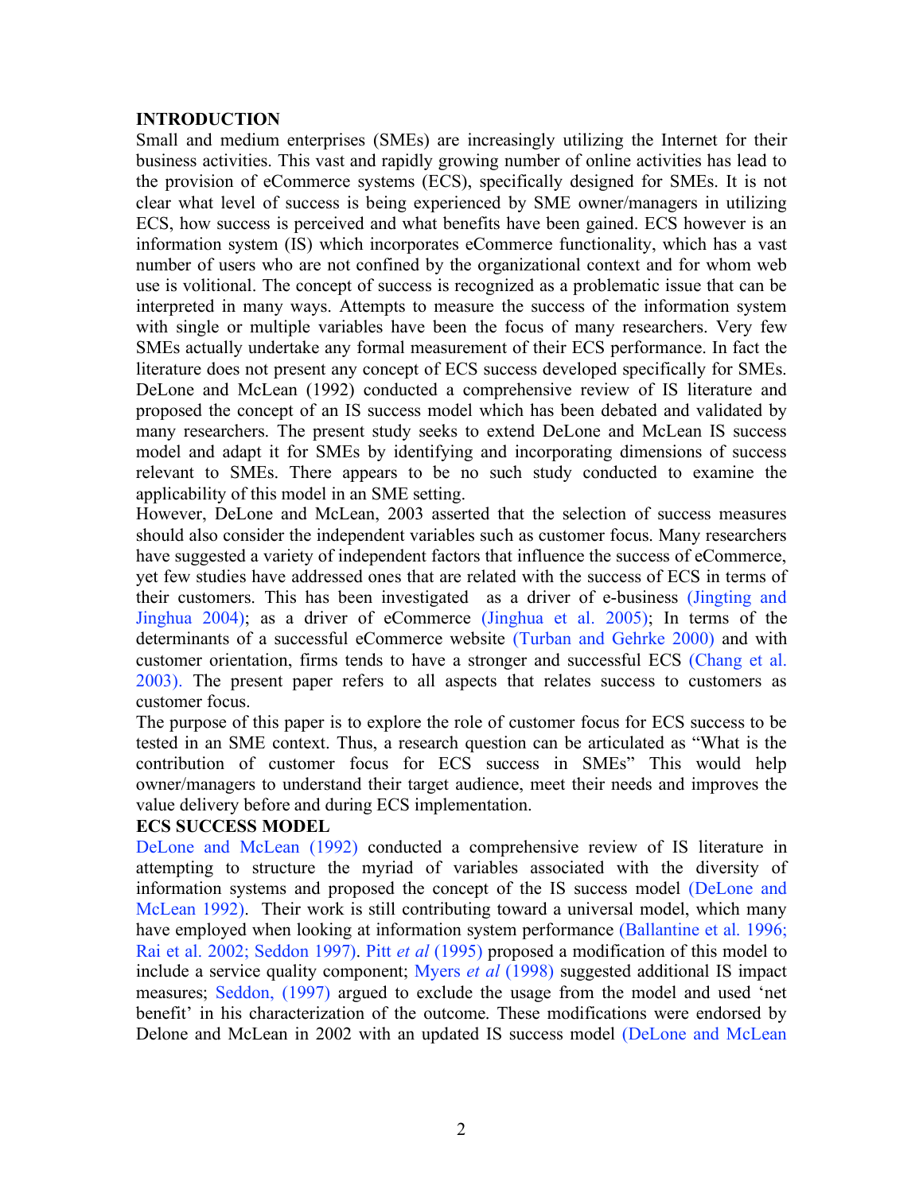## INTRODUCTION

Small and medium enterprises (SMEs) are increasingly utilizing the Internet for their business activities. This vast and rapidly growing number of online activities has lead to the provision of eCommerce systems (ECS), specifically designed for SMEs. It is not clear what level of success is being experienced by SME owner/managers in utilizing ECS, how success is perceived and what benefits have been gained. ECS however is an information system (IS) which incorporates eCommerce functionality, which has a vast number of users who are not confined by the organizational context and for whom web use is volitional. The concept of success is recognized as a problematic issue that can be interpreted in many ways. Attempts to measure the success of the information system with single or multiple variables have been the focus of many researchers. Very few SMEs actually undertake any formal measurement of their ECS performance. In fact the literature does not present any concept of ECS success developed specifically for SMEs. DeLone and McLean (1992) conducted a comprehensive review of IS literature and proposed the concept of an IS success model which has been debated and validated by many researchers. The present study seeks to extend DeLone and McLean IS success model and adapt it for SMEs by identifying and incorporating dimensions of success relevant to SMEs. There appears to be no such study conducted to examine the applicability of this model in an SME setting.

However, DeLone and McLean, 2003 asserted that the selection of success measures should also consider the independent variables such as customer focus. Many researchers have suggested a variety of independent factors that influence the success of eCommerce, yet few studies have addressed ones that are related with the success of ECS in terms of their customers. This has been investigated as a driver of e-business (Jingting and Jinghua 2004); as a driver of eCommerce (Jinghua et al. 2005); In terms of the determinants of a successful eCommerce website (Turban and Gehrke 2000) and with customer orientation, firms tends to have a stronger and successful ECS (Chang et al. 2003). The present paper refers to all aspects that relates success to customers as customer focus.

The purpose of this paper is to explore the role of customer focus for ECS success to be tested in an SME context. Thus, a research question can be articulated as "What is the contribution of customer focus for ECS success in SMEs" This would help owner/managers to understand their target audience, meet their needs and improves the value delivery before and during ECS implementation.

## ECS SUCCESS MODEL

DeLone and McLean (1992) conducted a comprehensive review of IS literature in attempting to structure the myriad of variables associated with the diversity of information systems and proposed the concept of the IS success model (DeLone and McLean 1992). Their work is still contributing toward a universal model, which many have employed when looking at information system performance (Ballantine et al. 1996; Rai et al. 2002; Seddon 1997). Pitt *et al* (1995) proposed a modification of this model to include a service quality component; Myers *et al* (1998) suggested additional IS impact measures; Seddon, (1997) argued to exclude the usage from the model and used 'net benefit' in his characterization of the outcome. These modifications were endorsed by Delone and McLean in 2002 with an updated IS success model (DeLone and McLean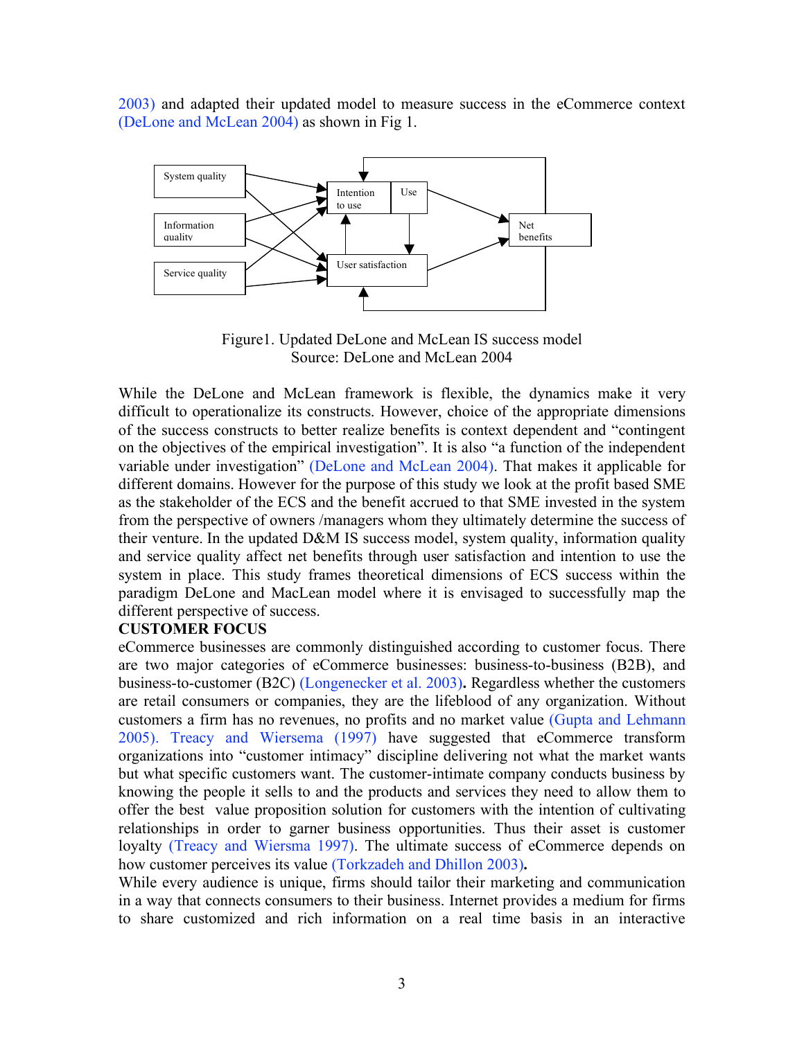2003) and adapted their updated model to measure success in the eCommerce context (DeLone and McLean 2004) as shown in Fig 1.

Figure1. Updated DeLone and McLean IS success model
Source: DeLone and McLean 2004

While the DeLone and McLean framework is flexible, the dynamics make it very difficult to operationalize its constructs. However, choice of the appropriate dimensions of the success constructs to better realize benefits is context dependent and “contingent on the objectives of the empirical investigation”. It is also “a function of the independent variable under investigation” (DeLone and McLean 2004). That makes it applicable for different domains. However for the purpose of this study we look at the profit based SME as the stakeholder of the ECS and the benefit accrued to that SME invested in the system from the perspective of owners /managers whom they ultimately determine the success of their venture. In the updated D&M IS success model, system quality, information quality and service quality affect net benefits through user satisfaction and intention to use the system in place. This study frames theoretical dimensions of ECS success within the paradigm DeLone and MacLean model where it is envisaged to successfully map the different perspective of success.

**CUSTOMER FOCUS**

eCommerce businesses are commonly distinguished according to customer focus. There are two major categories of eCommerce businesses: business-to-business (B2B), and business-to-customer (B2C) (Longenecker et al. 2003)**.** Regardless whether the customers are retail consumers or companies, they are the lifeblood of any organization. Without customers a firm has no revenues, no profits and no market value (Gupta and Lehmann 2005). Treacy and Wiersema (1997) have suggested that eCommerce transform organizations into “customer intimacy” discipline delivering not what the market wants but what specific customers want. The customer-intimate company conducts business by knowing the people it sells to and the products and services they need to allow them to offer the best value proposition solution for customers with the intention of cultivating relationships in order to garner business opportunities. Thus their asset is customer loyalty (Treacy and Wiersma 1997). The ultimate success of eCommerce depends on how customer perceives its value (Torkzadeh and Dhillon 2003)**.**

While every audience is unique, firms should tailor their marketing and communication in a way that connects consumers to their business. Internet provides a medium for firms to share customized and rich information on a real time basis in an interactive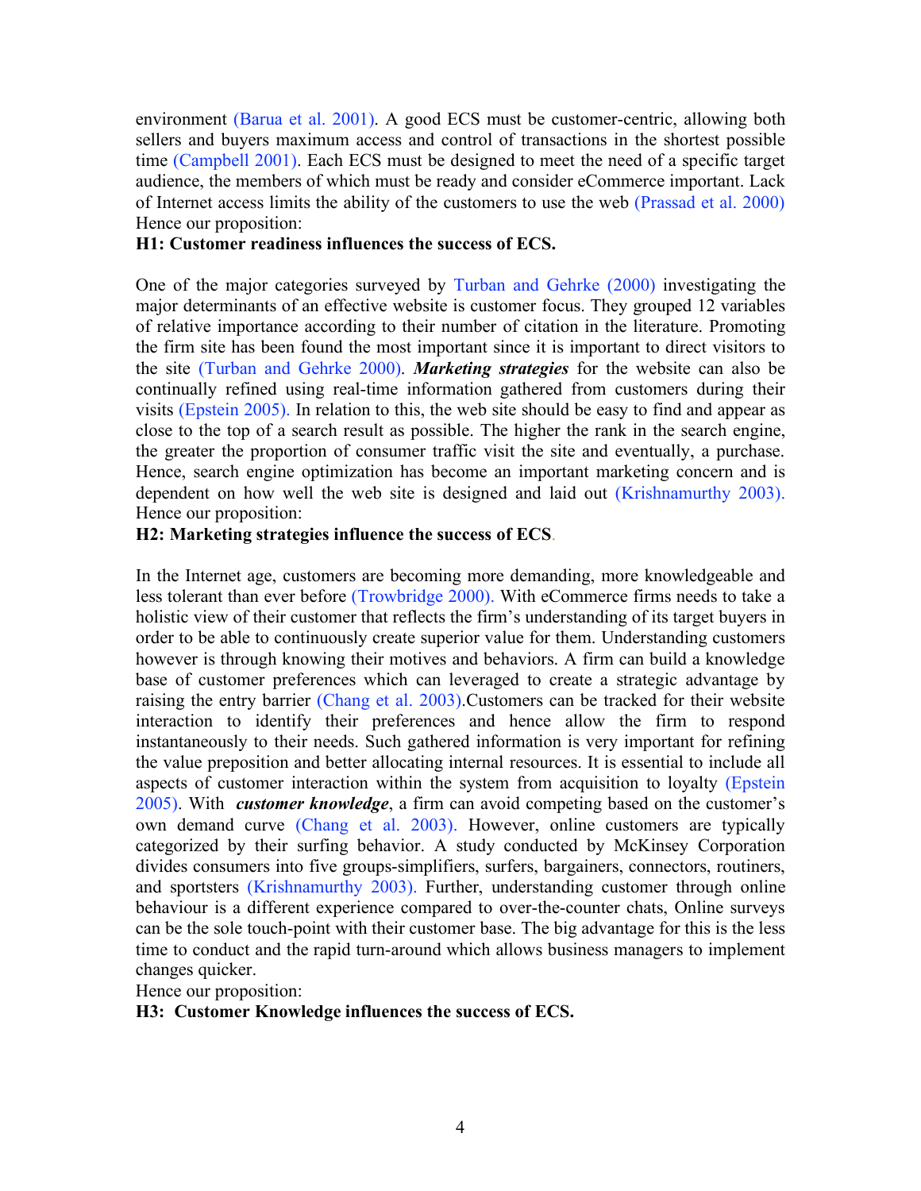environment (Barua et al. 2001). A good ECS must be customer-centric, allowing both sellers and buyers maximum access and control of transactions in the shortest possible time (Campbell 2001). Each ECS must be designed to meet the need of a specific target audience, the members of which must be ready and consider eCommerce important. Lack of Internet access limits the ability of the customers to use the web (Prassad et al. 2000) Hence our proposition:

**H1: Customer readiness influences the success of ECS.**

One of the major categories surveyed by Turban and Gehrke (2000) investigating the major determinants of an effective website is customer focus. They grouped 12 variables of relative importance according to their number of citation in the literature. Promoting the firm site has been found the most important since it is important to direct visitors to the site (Turban and Gehrke 2000). ***Marketing strategies*** for the website can also be continually refined using real-time information gathered from customers during their visits (Epstein 2005). In relation to this, the web site should be easy to find and appear as close to the top of a search result as possible. The higher the rank in the search engine, the greater the proportion of consumer traffic visit the site and eventually, a purchase. Hence, search engine optimization has become an important marketing concern and is dependent on how well the web site is designed and laid out (Krishnamurthy 2003). Hence our proposition:

**H2: Marketing strategies influence the success of ECS**.

In the Internet age, customers are becoming more demanding, more knowledgeable and less tolerant than ever before (Trowbridge 2000). With eCommerce firms needs to take a holistic view of their customer that reflects the firm's understanding of its target buyers in order to be able to continuously create superior value for them. Understanding customers however is through knowing their motives and behaviors. A firm can build a knowledge base of customer preferences which can leveraged to create a strategic advantage by raising the entry barrier (Chang et al. 2003).Customers can be tracked for their website interaction to identify their preferences and hence allow the firm to respond instantaneously to their needs. Such gathered information is very important for refining the value preposition and better allocating internal resources. It is essential to include all aspects of customer interaction within the system from acquisition to loyalty (Epstein 2005). With ***customer knowledge***, a firm can avoid competing based on the customer's own demand curve (Chang et al. 2003). However, online customers are typically categorized by their surfing behavior. A study conducted by McKinsey Corporation divides consumers into five groups-simplifiers, surfers, bargainers, connectors, routiners, and sportsters (Krishnamurthy 2003). Further, understanding customer through online behaviour is a different experience compared to over-the-counter chats, Online surveys can be the sole touch-point with their customer base. The big advantage for this is the less time to conduct and the rapid turn-around which allows business managers to implement changes quicker.

Hence our proposition:

**H3: Customer Knowledge influences the success of ECS.**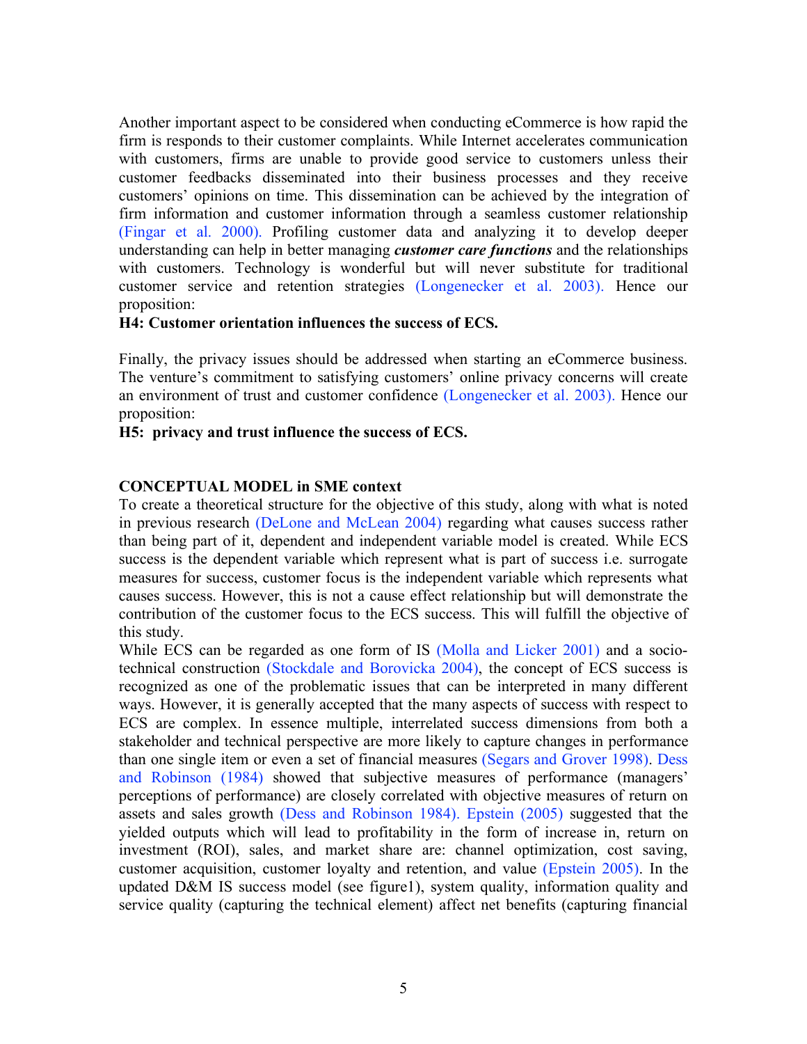Another important aspect to be considered when conducting eCommerce is how rapid the firm is responds to their customer complaints. While Internet accelerates communication with customers, firms are unable to provide good service to customers unless their customer feedbacks disseminated into their business processes and they receive customers' opinions on time. This dissemination can be achieved by the integration of firm information and customer information through a seamless customer relationship (Fingar et al. 2000). Profiling customer data and analyzing it to develop deeper understanding can help in better managing ***customer care functions*** and the relationships with customers. Technology is wonderful but will never substitute for traditional customer service and retention strategies (Longenecker et al. 2003). Hence our proposition:

**H4: Customer orientation influences the success of ECS.**

Finally, the privacy issues should be addressed when starting an eCommerce business. The venture's commitment to satisfying customers' online privacy concerns will create an environment of trust and customer confidence (Longenecker et al. 2003). Hence our proposition:

**H5: privacy and trust influence the success of ECS.**

## CONCEPTUAL MODEL in SME context

To create a theoretical structure for the objective of this study, along with what is noted in previous research (DeLone and McLean 2004) regarding what causes success rather than being part of it, dependent and independent variable model is created. While ECS success is the dependent variable which represent what is part of success i.e. surrogate measures for success, customer focus is the independent variable which represents what causes success. However, this is not a cause effect relationship but will demonstrate the contribution of the customer focus to the ECS success. This will fulfill the objective of this study.

While ECS can be regarded as one form of IS (Molla and Licker 2001) and a socio-technical construction (Stockdale and Borovicka 2004), the concept of ECS success is recognized as one of the problematic issues that can be interpreted in many different ways. However, it is generally accepted that the many aspects of success with respect to ECS are complex. In essence multiple, interrelated success dimensions from both a stakeholder and technical perspective are more likely to capture changes in performance than one single item or even a set of financial measures (Segars and Grover 1998). Dess and Robinson (1984) showed that subjective measures of performance (managers' perceptions of performance) are closely correlated with objective measures of return on assets and sales growth (Dess and Robinson 1984). Epstein (2005) suggested that the yielded outputs which will lead to profitability in the form of increase in, return on investment (ROI), sales, and market share are: channel optimization, cost saving, customer acquisition, customer loyalty and retention, and value (Epstein 2005). In the updated D&M IS success model (see figure1), system quality, information quality and service quality (capturing the technical element) affect net benefits (capturing financial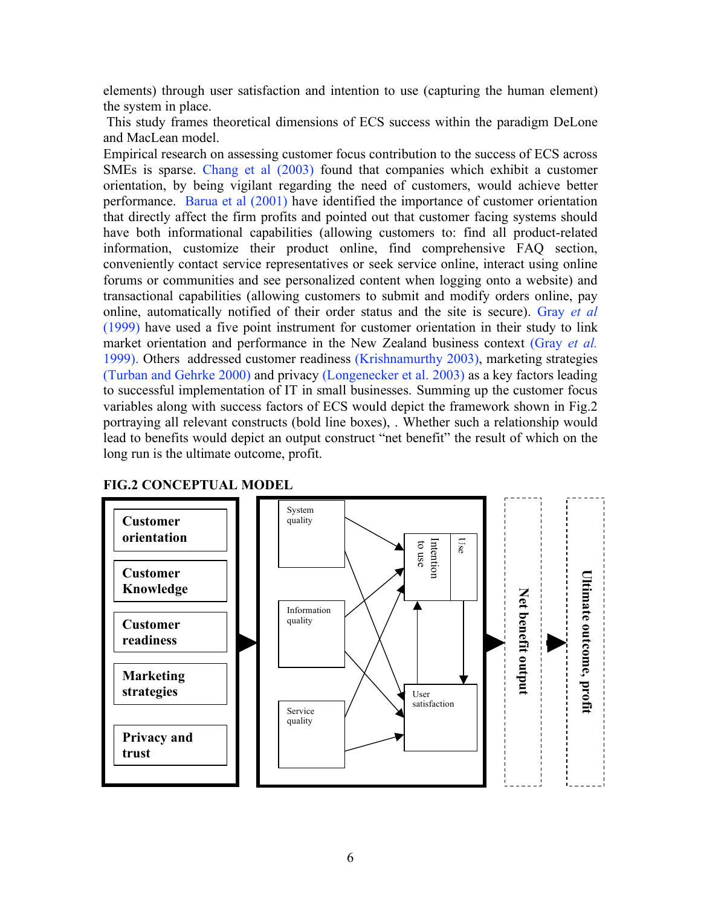elements) through user satisfaction and intention to use (capturing the human element) the system in place.

This study frames theoretical dimensions of ECS success within the paradigm DeLone and MacLean model.

Empirical research on assessing customer focus contribution to the success of ECS across SMEs is sparse. Chang et al (2003) found that companies which exhibit a customer orientation, by being vigilant regarding the need of customers, would achieve better performance. Barua et al (2001) have identified the importance of customer orientation that directly affect the firm profits and pointed out that customer facing systems should have both informational capabilities (allowing customers to: find all product-related information, customize their product online, find comprehensive FAQ section, conveniently contact service representatives or seek service online, interact using online forums or communities and see personalized content when logging onto a website) and transactional capabilities (allowing customers to submit and modify orders online, pay online, automatically notified of their order status and the site is secure). Gray *et al* (1999) have used a five point instrument for customer orientation in their study to link market orientation and performance in the New Zealand business context (Gray *et al.* 1999). Others addressed customer readiness (Krishnamurthy 2003), marketing strategies (Turban and Gehrke 2000) and privacy (Longenecker et al. 2003) as a key factors leading to successful implementation of IT in small businesses. Summing up the customer focus variables along with success factors of ECS would depict the framework shown in Fig.2 portraying all relevant constructs (bold line boxes), . Whether such a relationship would lead to benefits would depict an output construct "net benefit" the result of which on the long run is the ultimate outcome, profit.

**FIG.2 CONCEPTUAL MODEL**

**Customer orientation**
**Customer Knowledge**
**Customer readiness**
**Marketing strategies**
**Privacy and trust**

System quality
Information quality
Service quality
Intention to use
Use
User satisfaction

**Net benefit output**

**Ultimate outcome, profit**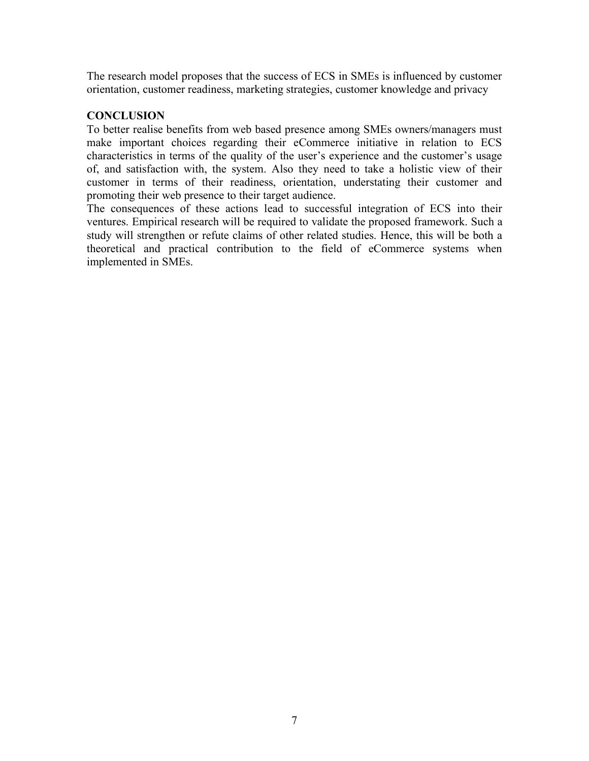The research model proposes that the success of ECS in SMEs is influenced by customer orientation, customer readiness, marketing strategies, customer knowledge and privacy

**CONCLUSION**

To better realise benefits from web based presence among SMEs owners/managers must make important choices regarding their eCommerce initiative in relation to ECS characteristics in terms of the quality of the user's experience and the customer's usage of, and satisfaction with, the system. Also they need to take a holistic view of their customer in terms of their readiness, orientation, understating their customer and promoting their web presence to their target audience.

The consequences of these actions lead to successful integration of ECS into their ventures. Empirical research will be required to validate the proposed framework. Such a study will strengthen or refute claims of other related studies. Hence, this will be both a theoretical and practical contribution to the field of eCommerce systems when implemented in SMEs.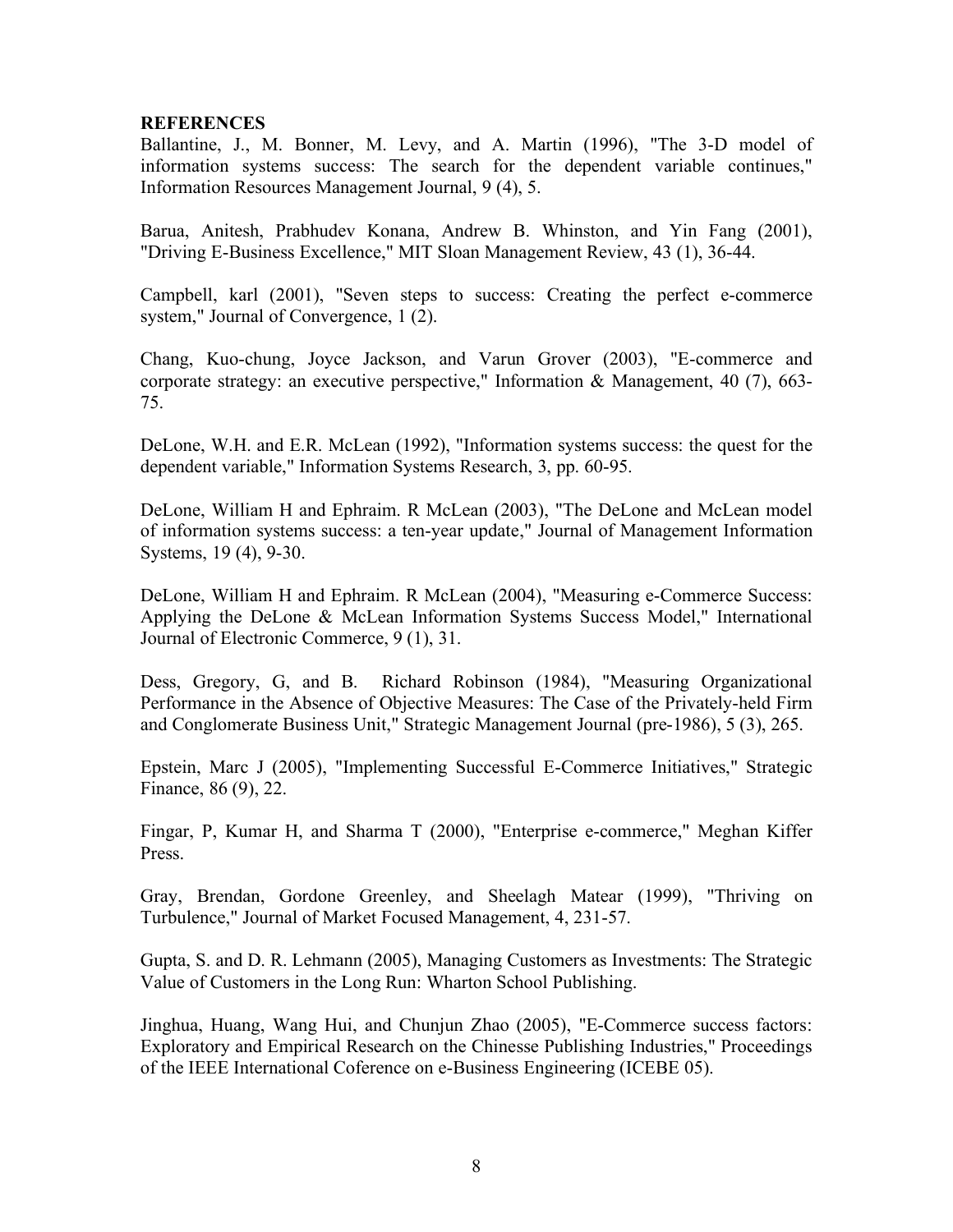**REFERENCES**

Ballantine, J., M. Bonner, M. Levy, and A. Martin (1996), "The 3-D model of information systems success: The search for the dependent variable continues," Information Resources Management Journal, 9 (4), 5.

Barua, Anitesh, Prabhudev Konana, Andrew B. Whinston, and Yin Fang (2001), "Driving E-Business Excellence," MIT Sloan Management Review, 43 (1), 36-44.

Campbell, karl (2001), "Seven steps to success: Creating the perfect e-commerce system," Journal of Convergence, 1 (2).

Chang, Kuo-chung, Joyce Jackson, and Varun Grover (2003), "E-commerce and corporate strategy: an executive perspective," Information & Management, 40 (7), 663-75.

DeLone, W.H. and E.R. McLean (1992), "Information systems success: the quest for the dependent variable," Information Systems Research, 3, pp. 60-95.

DeLone, William H and Ephraim. R McLean (2003), "The DeLone and McLean model of information systems success: a ten-year update," Journal of Management Information Systems, 19 (4), 9-30.

DeLone, William H and Ephraim. R McLean (2004), "Measuring e-Commerce Success: Applying the DeLone & McLean Information Systems Success Model," International Journal of Electronic Commerce, 9 (1), 31.

Dess, Gregory, G, and B. Richard Robinson (1984), "Measuring Organizational Performance in the Absence of Objective Measures: The Case of the Privately-held Firm and Conglomerate Business Unit," Strategic Management Journal (pre-1986), 5 (3), 265.

Epstein, Marc J (2005), "Implementing Successful E-Commerce Initiatives," Strategic Finance, 86 (9), 22.

Fingar, P, Kumar H, and Sharma T (2000), "Enterprise e-commerce," Meghan Kiffer Press.

Gray, Brendan, Gordone Greenley, and Sheelagh Matear (1999), "Thriving on Turbulence," Journal of Market Focused Management, 4, 231-57.

Gupta, S. and D. R. Lehmann (2005), Managing Customers as Investments: The Strategic Value of Customers in the Long Run: Wharton School Publishing.

Jinghua, Huang, Wang Hui, and Chunjun Zhao (2005), "E-Commerce success factors: Exploratory and Empirical Research on the Chinesse Publishing Industries," Proceedings of the IEEE International Coference on e-Business Engineering (ICEBE 05).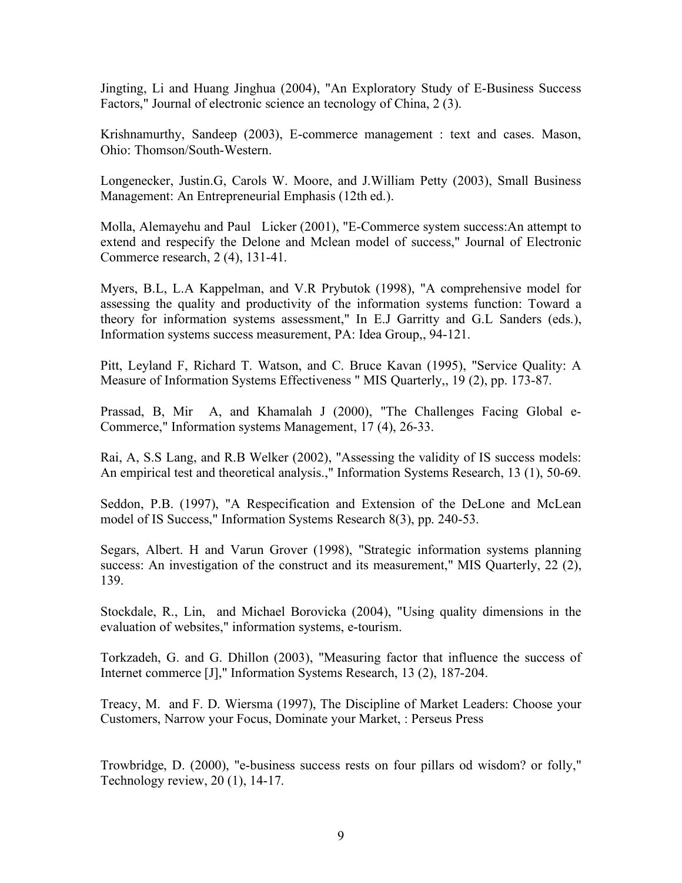Jingting, Li and Huang Jinghua (2004), "An Exploratory Study of E-Business Success Factors," Journal of electronic science an tecnology of China, 2 (3).

Krishnamurthy, Sandeep (2003), E-commerce management : text and cases. Mason, Ohio: Thomson/South-Western.

Longenecker, Justin.G, Carols W. Moore, and J.William Petty (2003), Small Business Management: An Entrepreneurial Emphasis (12th ed.).

Molla, Alemayehu and Paul Licker (2001), "E-Commerce system success:An attempt to extend and respecify the Delone and Mclean model of success," Journal of Electronic Commerce research, 2 (4), 131-41.

Myers, B.L, L.A Kappelman, and V.R Prybutok (1998), "A comprehensive model for assessing the quality and productivity of the information systems function: Toward a theory for information systems assessment," In E.J Garritty and G.L Sanders (eds.), Information systems success measurement, PA: Idea Group,, 94-121.

Pitt, Leyland F, Richard T. Watson, and C. Bruce Kavan (1995), "Service Quality: A Measure of Information Systems Effectiveness " MIS Quarterly,, 19 (2), pp. 173-87.

Prassad, B, Mir A, and Khamalah J (2000), "The Challenges Facing Global e-Commerce," Information systems Management, 17 (4), 26-33.

Rai, A, S.S Lang, and R.B Welker (2002), "Assessing the validity of IS success models: An empirical test and theoretical analysis.," Information Systems Research, 13 (1), 50-69.

Seddon, P.B. (1997), "A Respecification and Extension of the DeLone and McLean model of IS Success," Information Systems Research 8(3), pp. 240-53.

Segars, Albert. H and Varun Grover (1998), "Strategic information systems planning success: An investigation of the construct and its measurement," MIS Quarterly, 22 (2), 139.

Stockdale, R., Lin, and Michael Borovicka (2004), "Using quality dimensions in the evaluation of websites," information systems, e-tourism.

Torkzadeh, G. and G. Dhillon (2003), "Measuring factor that influence the success of Internet commerce [J]," Information Systems Research, 13 (2), 187-204.

Treacy, M. and F. D. Wiersma (1997), The Discipline of Market Leaders: Choose your Customers, Narrow your Focus, Dominate your Market, : Perseus Press

Trowbridge, D. (2000), "e-business success rests on four pillars od wisdom? or folly," Technology review, 20 (1), 14-17.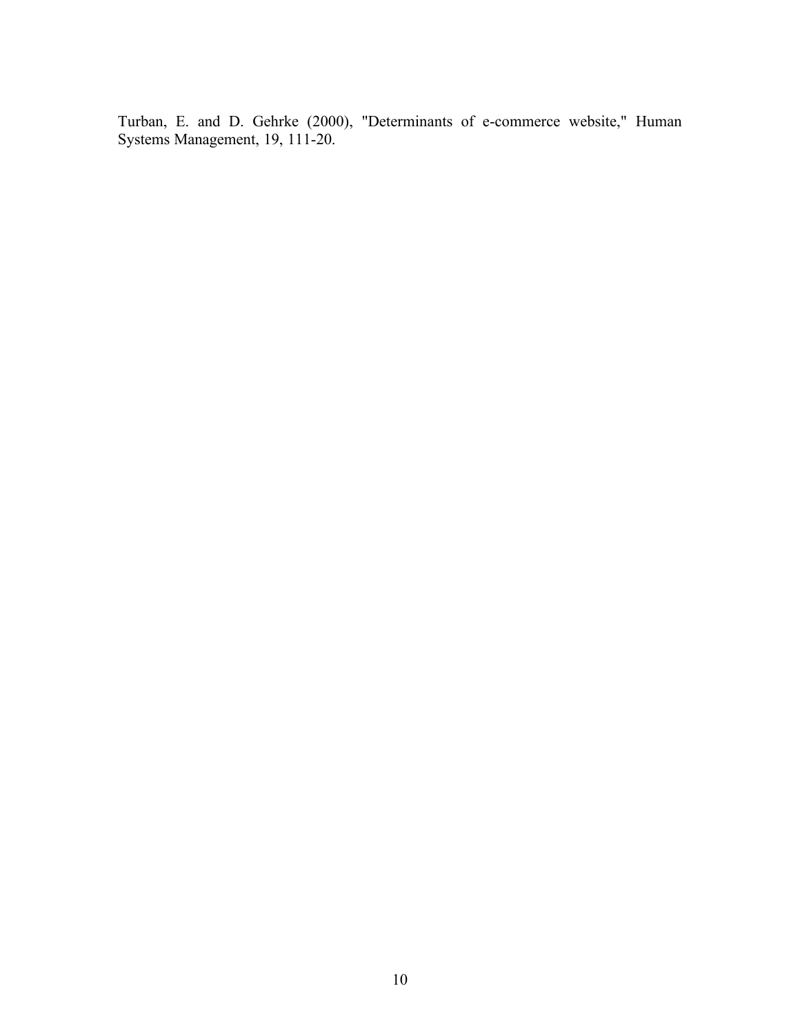Turban, E. and D. Gehrke (2000), "Determinants of e-commerce website," Human Systems Management, 19, 111-20.